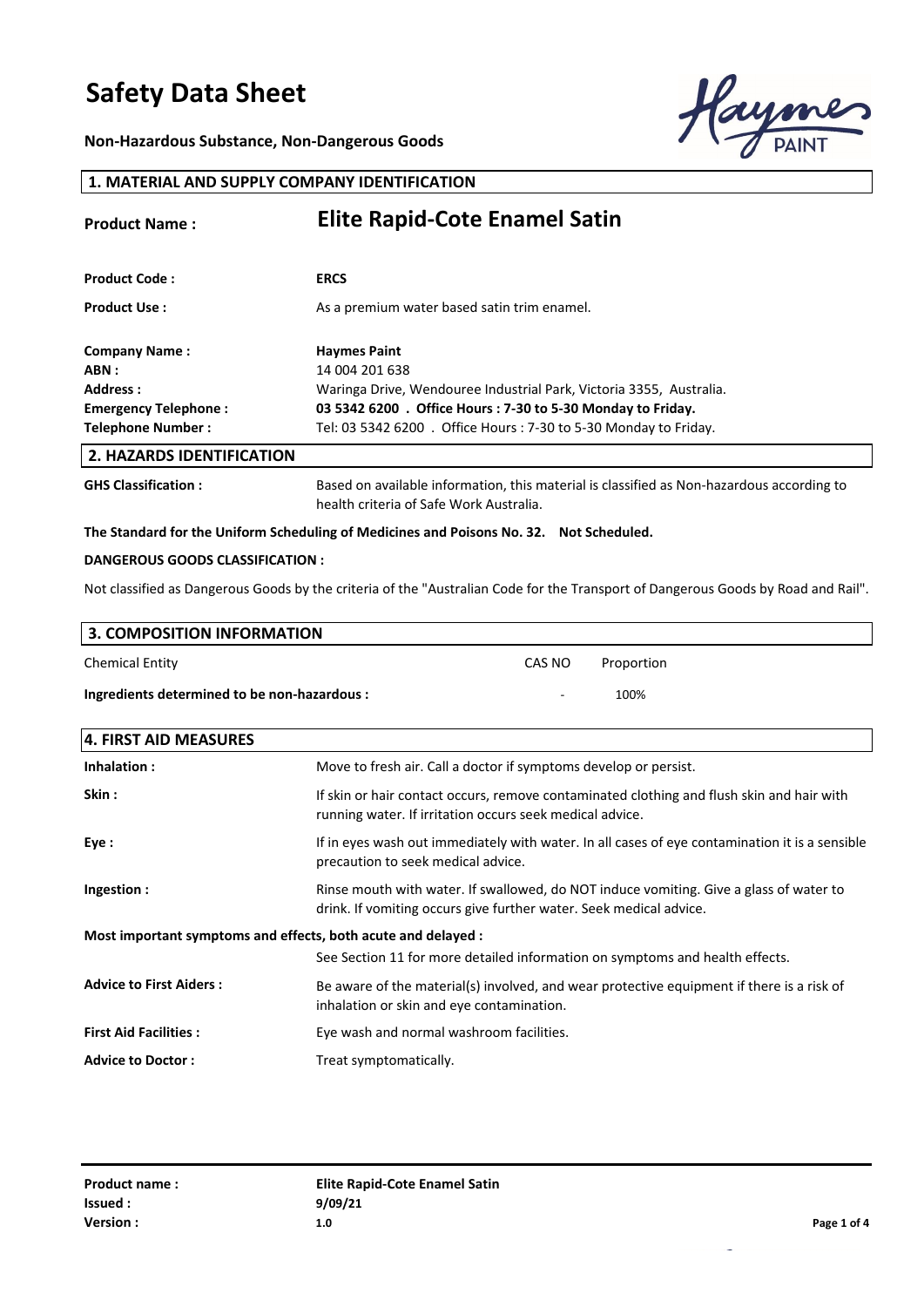# Safety Data Sheet

**Non-Hazardous Substance, Non-Dangerous Goods**

## 1. MATERIAL AND SUPPLY COMPANY IDENTIFICATION

**Product Name :** **Elite Rapid-Cote Enamel Satin**

**Product Code :** **ERCS**

**Product Use :** As a premium water based satin trim enamel.

**Company Name :** **Haymes Paint**
**ABN :** 14 004 201 638
**Address :** Waringa Drive, Wendouree Industrial Park, Victoria 3355, Australia.
**Emergency Telephone :** **03 5342 6200 . Office Hours : 7-30 to 5-30 Monday to Friday.**
**Telephone Number :** Tel: 03 5342 6200 . Office Hours : 7-30 to 5-30 Monday to Friday.

## 2. HAZARDS IDENTIFICATION

**GHS Classification :** Based on available information, this material is classified as Non-hazardous according to health criteria of Safe Work Australia.

**The Standard for the Uniform Scheduling of Medicines and Poisons No. 32. Not Scheduled.**

**DANGEROUS GOODS CLASSIFICATION :**

Not classified as Dangerous Goods by the criteria of the "Australian Code for the Transport of Dangerous Goods by Road and Rail".

## 3. COMPOSITION INFORMATION

| Chemical Entity | CAS NO | Proportion |
|---|---|---|
| **Ingredients determined to be non-hazardous :** | - | 100% |

## 4. FIRST AID MEASURES

**Inhalation :** Move to fresh air. Call a doctor if symptoms develop or persist.

**Skin :** If skin or hair contact occurs, remove contaminated clothing and flush skin and hair with running water. If irritation occurs seek medical advice.

**Eye :** If in eyes wash out immediately with water. In all cases of eye contamination it is a sensible precaution to seek medical advice.

**Ingestion :** Rinse mouth with water. If swallowed, do NOT induce vomiting. Give a glass of water to drink. If vomiting occurs give further water. Seek medical advice.

**Most important symptoms and effects, both acute and delayed :**
See Section 11 for more detailed information on symptoms and health effects.

**Advice to First Aiders :** Be aware of the material(s) involved, and wear protective equipment if there is a risk of inhalation or skin and eye contamination.

**First Aid Facilities :** Eye wash and normal washroom facilities.

**Advice to Doctor :** Treat symptomatically.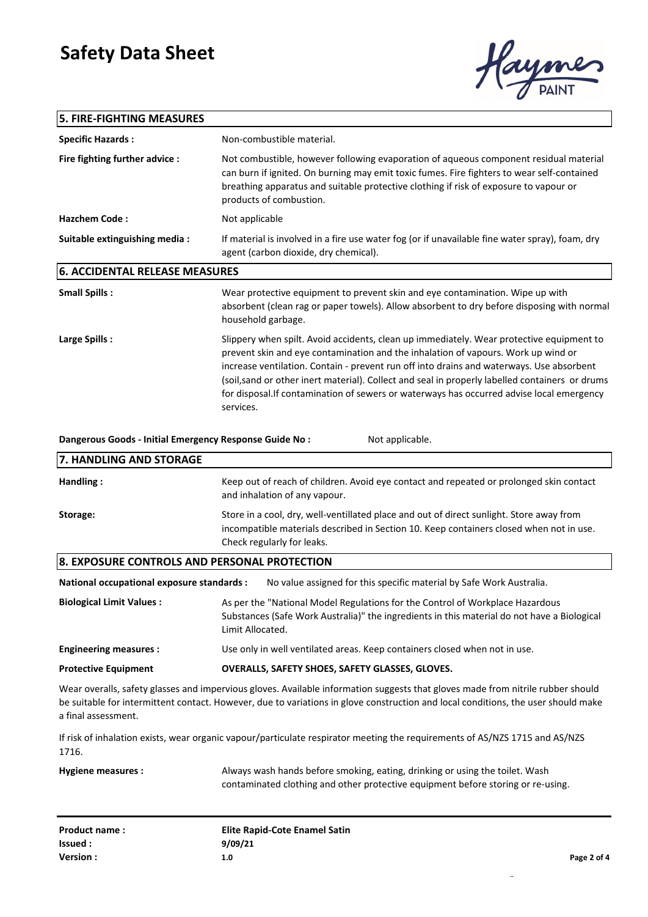## 5. FIRE-FIGHTING MEASURES

**Specific Hazards :** Non-combustible material.

**Fire fighting further advice :** Not combustible, however following evaporation of aqueous component residual material can burn if ignited. On burning may emit toxic fumes. Fire fighters to wear self-contained breathing apparatus and suitable protective clothing if risk of exposure to vapour or products of combustion.

**Hazchem Code :** Not applicable

**Suitable extinguishing media :** If material is involved in a fire use water fog (or if unavailable fine water spray), foam, dry agent (carbon dioxide, dry chemical).

## 6. ACCIDENTAL RELEASE MEASURES

**Small Spills :** Wear protective equipment to prevent skin and eye contamination. Wipe up with absorbent (clean rag or paper towels). Allow absorbent to dry before disposing with normal household garbage.

**Large Spills :** Slippery when spilt. Avoid accidents, clean up immediately. Wear protective equipment to prevent skin and eye contamination and the inhalation of vapours. Work up wind or increase ventilation. Contain - prevent run off into drains and waterways. Use absorbent (soil,sand or other inert material). Collect and seal in properly labelled containers or drums for disposal.If contamination of sewers or waterways has occurred advise local emergency services.

**Dangerous Goods - Initial Emergency Response Guide No :** Not applicable.

## 7. HANDLING AND STORAGE

**Handling :** Keep out of reach of children. Avoid eye contact and repeated or prolonged skin contact and inhalation of any vapour.

**Storage:** Store in a cool, dry, well-ventillated place and out of direct sunlight. Store away from incompatible materials described in Section 10. Keep containers closed when not in use. Check regularly for leaks.

## 8. EXPOSURE CONTROLS AND PERSONAL PROTECTION

**National occupational exposure standards :** No value assigned for this specific material by Safe Work Australia.

**Biological Limit Values :** As per the "National Model Regulations for the Control of Workplace Hazardous Substances (Safe Work Australia)" the ingredients in this material do not have a Biological Limit Allocated.

**Engineering measures :** Use only in well ventilated areas. Keep containers closed when not in use.

**Protective Equipment** **OVERALLS, SAFETY SHOES, SAFETY GLASSES, GLOVES.**

Wear overalls, safety glasses and impervious gloves. Available information suggests that gloves made from nitrile rubber should be suitable for intermittent contact. However, due to variations in glove construction and local conditions, the user should make a final assessment.

If risk of inhalation exists, wear organic vapour/particulate respirator meeting the requirements of AS/NZS 1715 and AS/NZS 1716.

**Hygiene measures :** Always wash hands before smoking, eating, drinking or using the toilet. Wash contaminated clothing and other protective equipment before storing or re-using.

**Product name :** **Elite Rapid-Cote Enamel Satin**
**Issued :** **9/09/21**
**Version :** **1.0**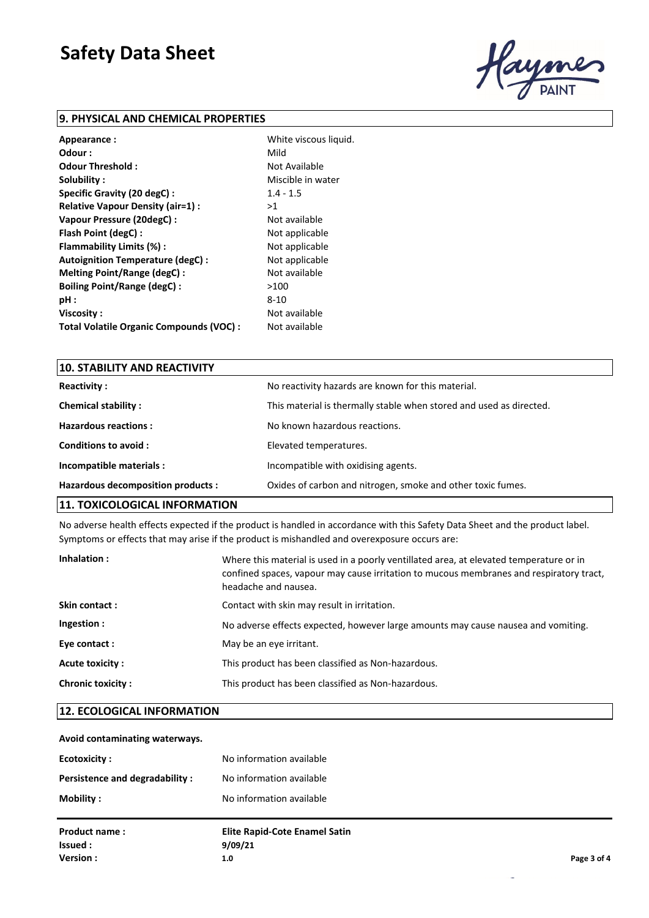# Safety Data Sheet

## 9. PHYSICAL AND CHEMICAL PROPERTIES

| | |
|---|---|
| **Appearance :** | White viscous liquid. |
| **Odour :** | Mild |
| **Odour Threshold :** | Not Available |
| **Solubility :** | Miscible in water |
| **Specific Gravity (20 degC) :** | 1.4 - 1.5 |
| **Relative Vapour Density (air=1) :** | >1 |
| **Vapour Pressure (20degC) :** | Not available |
| **Flash Point (degC) :** | Not applicable |
| **Flammability Limits (%) :** | Not applicable |
| **Autoignition Temperature (degC) :** | Not applicable |
| **Melting Point/Range (degC) :** | Not available |
| **Boiling Point/Range (degC) :** | >100 |
| **pH :** | 8-10 |
| **Viscosity :** | Not available |
| **Total Volatile Organic Compounds (VOC) :** | Not available |

## 10. STABILITY AND REACTIVITY

| | |
|---|---|
| **Reactivity :** | No reactivity hazards are known for this material. |
| **Chemical stability :** | This material is thermally stable when stored and used as directed. |
| **Hazardous reactions :** | No known hazardous reactions. |
| **Conditions to avoid :** | Elevated temperatures. |
| **Incompatible materials :** | Incompatible with oxidising agents. |
| **Hazardous decomposition products :** | Oxides of carbon and nitrogen, smoke and other toxic fumes. |

## 11. TOXICOLOGICAL INFORMATION

No adverse health effects expected if the product is handled in accordance with this Safety Data Sheet and the product label. Symptoms or effects that may arise if the product is mishandled and overexposure occurs are:

| | |
|---|---|
| **Inhalation :** | Where this material is used in a poorly ventilated area, at elevated temperature or in confined spaces, vapour may cause irritation to mucous membranes and respiratory tract, headache and nausea. |
| **Skin contact :** | Contact with skin may result in irritation. |
| **Ingestion :** | No adverse effects expected, however large amounts may cause nausea and vomiting. |
| **Eye contact :** | May be an eye irritant. |
| **Acute toxicity :** | This product has been classified as Non-hazardous. |
| **Chronic toxicity :** | This product has been classified as Non-hazardous. |

## 12. ECOLOGICAL INFORMATION

**Avoid contaminating waterways.**

| | |
|---|---|
| **Ecotoxicity :** | No information available |
| **Persistence and degradability :** | No information available |
| **Mobility :** | No information available |

| | |
|---|---|
| **Product name :** | **Elite Rapid-Cote Enamel Satin** |
| **Issued :** | **9/09/21** |
| **Version :** | **1.0** |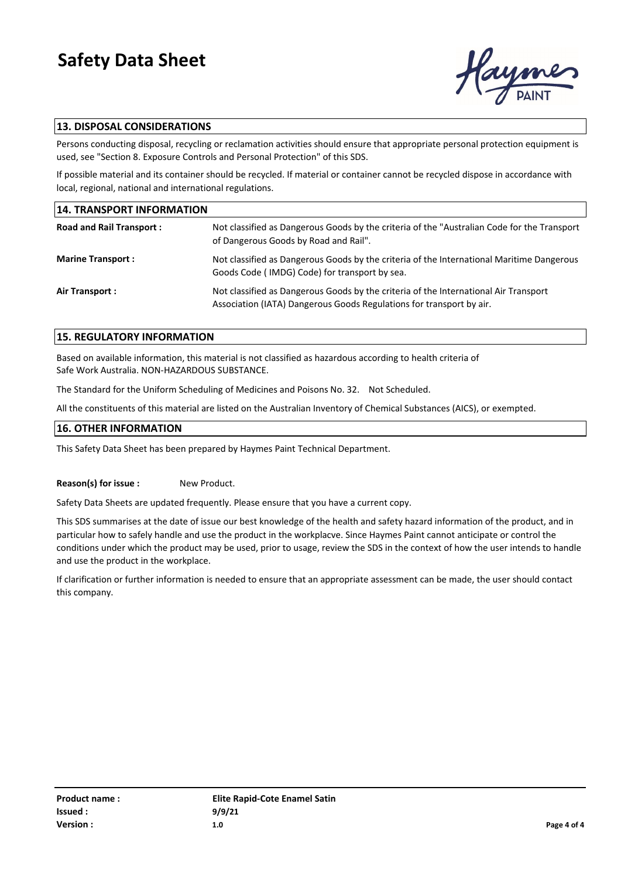## 13. DISPOSAL CONSIDERATIONS

Persons conducting disposal, recycling or reclamation activities should ensure that appropriate personal protection equipment is used, see "Section 8. Exposure Controls and Personal Protection" of this SDS.

If possible material and its container should be recycled. If material or container cannot be recycled dispose in accordance with local, regional, national and international regulations.

## 14. TRANSPORT INFORMATION

| | |
|---|---|
| **Road and Rail Transport :** | Not classified as Dangerous Goods by the criteria of the "Australian Code for the Transport of Dangerous Goods by Road and Rail". |
| **Marine Transport :** | Not classified as Dangerous Goods by the criteria of the International Maritime Dangerous Goods Code ( IMDG) Code) for transport by sea. |
| **Air Transport :** | Not classified as Dangerous Goods by the criteria of the International Air Transport Association (IATA) Dangerous Goods Regulations for transport by air. |

## 15. REGULATORY INFORMATION

Based on available information, this material is not classified as hazardous according to health criteria of Safe Work Australia. NON-HAZARDOUS SUBSTANCE.

The Standard for the Uniform Scheduling of Medicines and Poisons No. 32. Not Scheduled.

All the constituents of this material are listed on the Australian Inventory of Chemical Substances (AICS), or exempted.

## 16. OTHER INFORMATION

This Safety Data Sheet has been prepared by Haymes Paint Technical Department.

**Reason(s) for issue :** New Product.

Safety Data Sheets are updated frequently. Please ensure that you have a current copy.

This SDS summarises at the date of issue our best knowledge of the health and safety hazard information of the product, and in particular how to safely handle and use the product in the workplacve. Since Haymes Paint cannot anticipate or control the conditions under which the product may be used, prior to usage, review the SDS in the context of how the user intends to handle and use the product in the workplace.

If clarification or further information is needed to ensure that an appropriate assessment can be made, the user should contact this company.

**Product name :** **Elite Rapid-Cote Enamel Satin**
**Issued :** **9/9/21**
**Version :** **1.0**